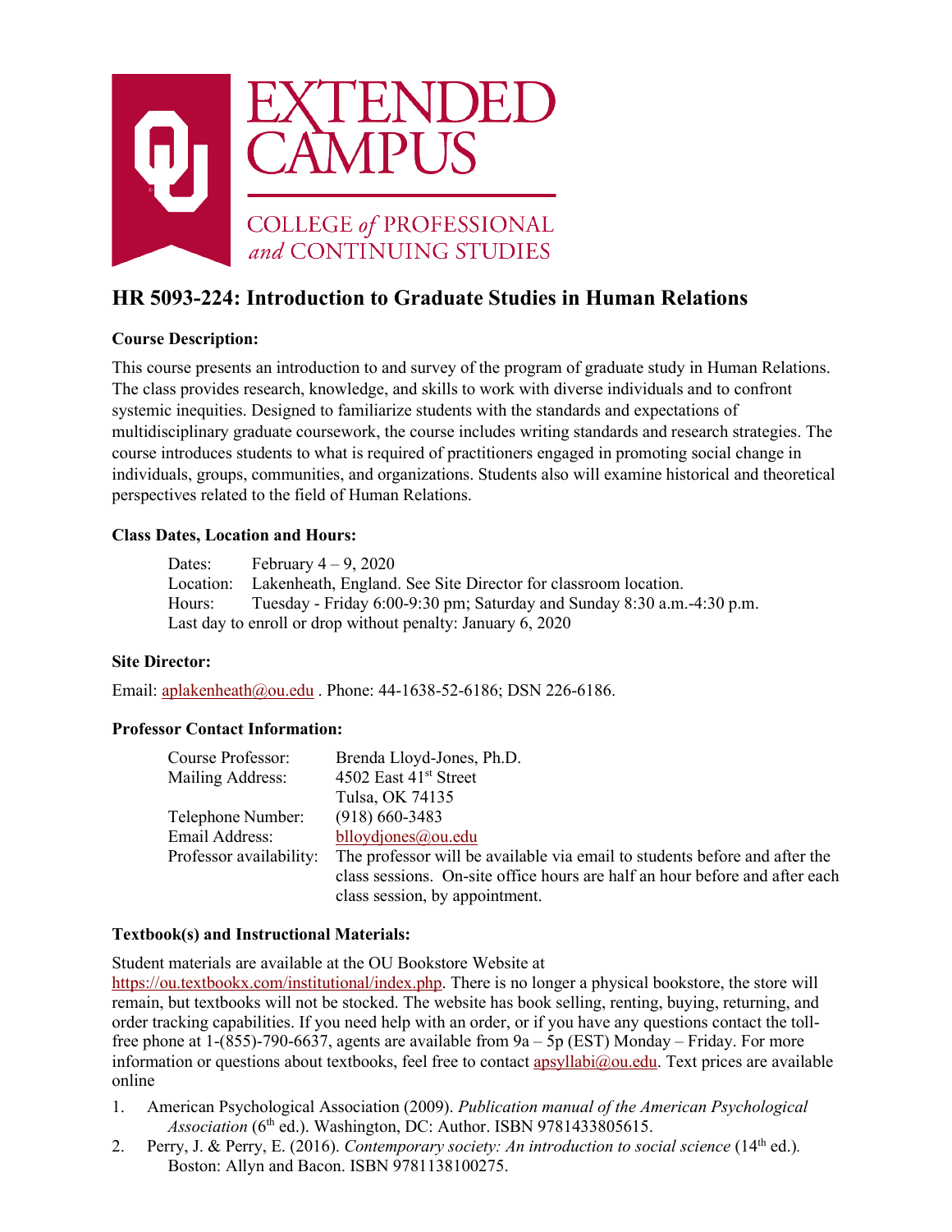EXTENDED CAMPUS

COLLEGE *of* PROFESSIONAL *and* CONTINUING STUDIES

# HR 5093-224: Introduction to Graduate Studies in Human Relations

**Course Description:**

This course presents an introduction to and survey of the program of graduate study in Human Relations. The class provides research, knowledge, and skills to work with diverse individuals and to confront systemic inequities. Designed to familiarize students with the standards and expectations of multidisciplinary graduate coursework, the course includes writing standards and research strategies. The course introduces students to what is required of practitioners engaged in promoting social change in individuals, groups, communities, and organizations. Students also will examine historical and theoretical perspectives related to the field of Human Relations.

**Class Dates, Location and Hours:**

Dates: February 4 – 9, 2020
Location: Lakenheath, England. See Site Director for classroom location.
Hours: Tuesday - Friday 6:00-9:30 pm; Saturday and Sunday 8:30 a.m.-4:30 p.m.
Last day to enroll or drop without penalty: January 6, 2020

**Site Director:**

Email: aplakenheath@ou.edu . Phone: 44-1638-52-6186; DSN 226-6186.

**Professor Contact Information:**

| | |
|---|---|
| Course Professor: | Brenda Lloyd-Jones, Ph.D. |
| Mailing Address: | 4502 East 41st Street<br>Tulsa, OK 74135 |
| Telephone Number: | (918) 660-3483 |
| Email Address: | blloydjones@ou.edu |
| Professor availability: | The professor will be available via email to students before and after the class sessions. On-site office hours are half an hour before and after each class session, by appointment. |

**Textbook(s) and Instructional Materials:**

Student materials are available at the OU Bookstore Website at https://ou.textbookx.com/institutional/index.php. There is no longer a physical bookstore, the store will remain, but textbooks will not be stocked. The website has book selling, renting, buying, returning, and order tracking capabilities. If you need help with an order, or if you have any questions contact the toll-free phone at 1-(855)-790-6637, agents are available from 9a – 5p (EST) Monday – Friday. For more information or questions about textbooks, feel free to contact apsyllabi@ou.edu. Text prices are available online

1. American Psychological Association (2009). *Publication manual of the American Psychological Association* (6th ed.). Washington, DC: Author. ISBN 9781433805615.
2. Perry, J. & Perry, E. (2016). *Contemporary society: An introduction to social science* (14th ed.)*.* Boston: Allyn and Bacon. ISBN 9781138100275.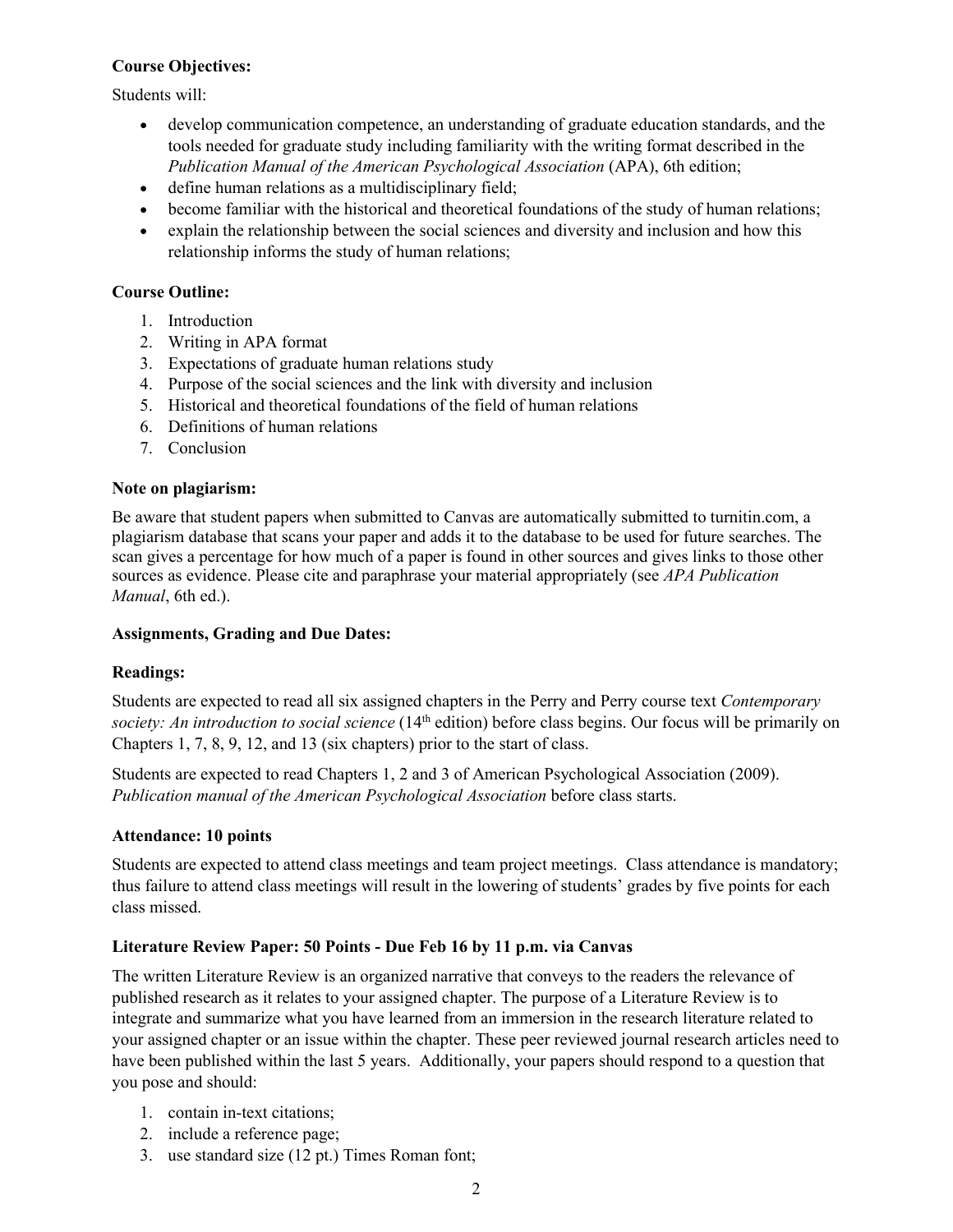**Course Objectives:**

Students will:

- develop communication competence, an understanding of graduate education standards, and the tools needed for graduate study including familiarity with the writing format described in the *Publication Manual of the American Psychological Association* (APA), 6th edition;
- define human relations as a multidisciplinary field;
- become familiar with the historical and theoretical foundations of the study of human relations;
- explain the relationship between the social sciences and diversity and inclusion and how this relationship informs the study of human relations;

**Course Outline:**

1. Introduction
2. Writing in APA format
3. Expectations of graduate human relations study
4. Purpose of the social sciences and the link with diversity and inclusion
5. Historical and theoretical foundations of the field of human relations
6. Definitions of human relations
7. Conclusion

**Note on plagiarism:**

Be aware that student papers when submitted to Canvas are automatically submitted to turnitin.com, a plagiarism database that scans your paper and adds it to the database to be used for future searches. The scan gives a percentage for how much of a paper is found in other sources and gives links to those other sources as evidence. Please cite and paraphrase your material appropriately (see *APA Publication Manual*, 6th ed.).

**Assignments, Grading and Due Dates:**

**Readings:**

Students are expected to read all six assigned chapters in the Perry and Perry course text *Contemporary society: An introduction to social science* (14th edition) before class begins. Our focus will be primarily on Chapters 1, 7, 8, 9, 12, and 13 (six chapters) prior to the start of class.

Students are expected to read Chapters 1, 2 and 3 of American Psychological Association (2009). *Publication manual of the American Psychological Association* before class starts.

**Attendance: 10 points**

Students are expected to attend class meetings and team project meetings. Class attendance is mandatory; thus failure to attend class meetings will result in the lowering of students' grades by five points for each class missed.

**Literature Review Paper: 50 Points - Due Feb 16 by 11 p.m. via Canvas**

The written Literature Review is an organized narrative that conveys to the readers the relevance of published research as it relates to your assigned chapter. The purpose of a Literature Review is to integrate and summarize what you have learned from an immersion in the research literature related to your assigned chapter or an issue within the chapter. These peer reviewed journal research articles need to have been published within the last 5 years. Additionally, your papers should respond to a question that you pose and should:

1. contain in-text citations;
2. include a reference page;
3. use standard size (12 pt.) Times Roman font;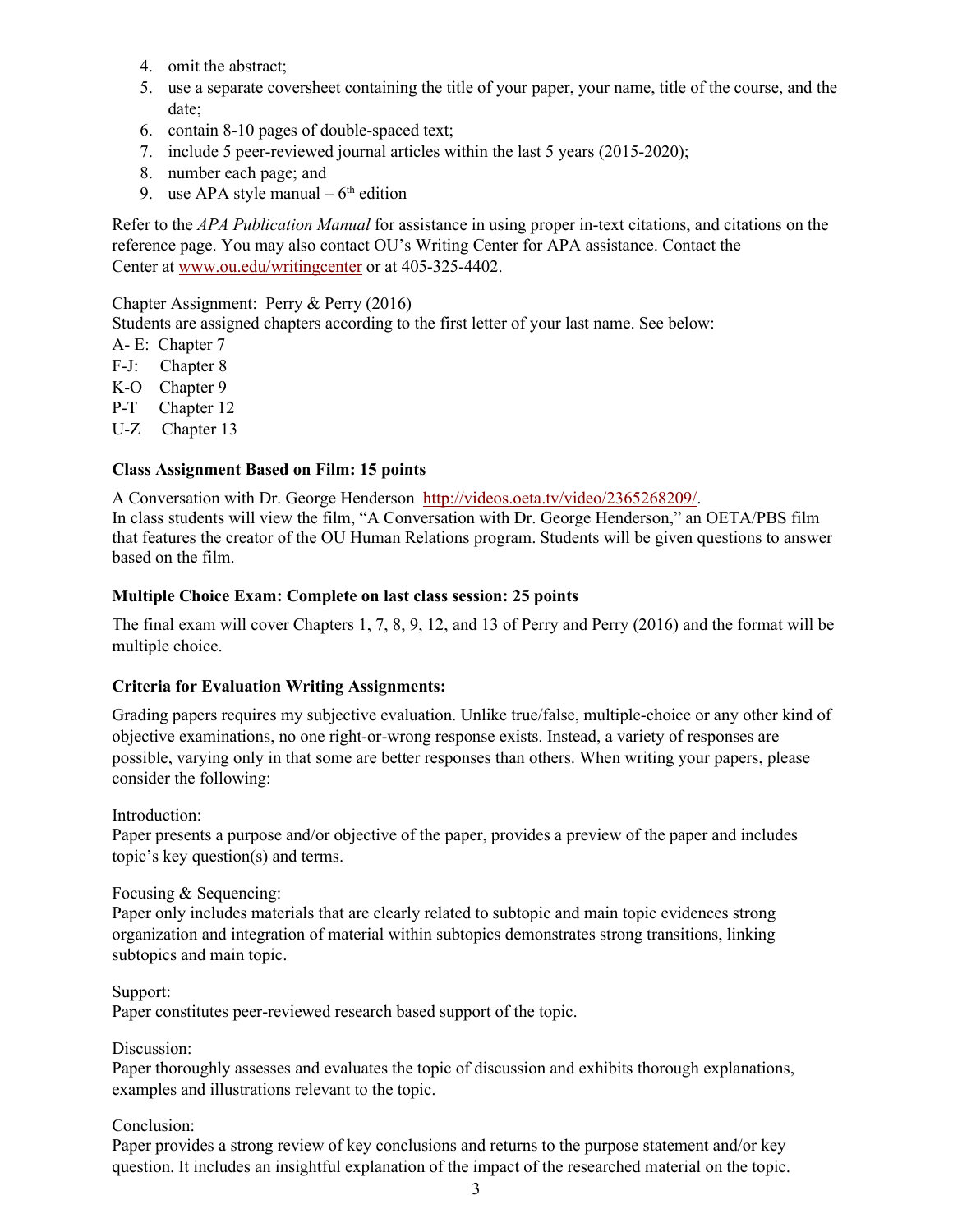4. omit the abstract;
5. use a separate coversheet containing the title of your paper, your name, title of the course, and the date;
6. contain 8-10 pages of double-spaced text;
7. include 5 peer-reviewed journal articles within the last 5 years (2015-2020);
8. number each page; and
9. use APA style manual – 6th edition

Refer to the *APA Publication Manual* for assistance in using proper in-text citations, and citations on the reference page. You may also contact OU's Writing Center for APA assistance. Contact the Center at www.ou.edu/writingcenter or at 405-325-4402.

Chapter Assignment: Perry & Perry (2016)
Students are assigned chapters according to the first letter of your last name. See below:
A- E: Chapter 7
F-J: Chapter 8
K-O Chapter 9
P-T Chapter 12
U-Z Chapter 13

**Class Assignment Based on Film: 15 points**

A Conversation with Dr. George Henderson http://videos.oeta.tv/video/2365268209/.
In class students will view the film, "A Conversation with Dr. George Henderson," an OETA/PBS film that features the creator of the OU Human Relations program. Students will be given questions to answer based on the film.

**Multiple Choice Exam: Complete on last class session: 25 points**

The final exam will cover Chapters 1, 7, 8, 9, 12, and 13 of Perry and Perry (2016) and the format will be multiple choice.

**Criteria for Evaluation Writing Assignments:**

Grading papers requires my subjective evaluation. Unlike true/false, multiple-choice or any other kind of objective examinations, no one right-or-wrong response exists. Instead, a variety of responses are possible, varying only in that some are better responses than others. When writing your papers, please consider the following:

Introduction:
Paper presents a purpose and/or objective of the paper, provides a preview of the paper and includes topic's key question(s) and terms.

Focusing & Sequencing:
Paper only includes materials that are clearly related to subtopic and main topic evidences strong organization and integration of material within subtopics demonstrates strong transitions, linking subtopics and main topic.

Support:
Paper constitutes peer-reviewed research based support of the topic.

Discussion:
Paper thoroughly assesses and evaluates the topic of discussion and exhibits thorough explanations, examples and illustrations relevant to the topic.

Conclusion:
Paper provides a strong review of key conclusions and returns to the purpose statement and/or key question. It includes an insightful explanation of the impact of the researched material on the topic.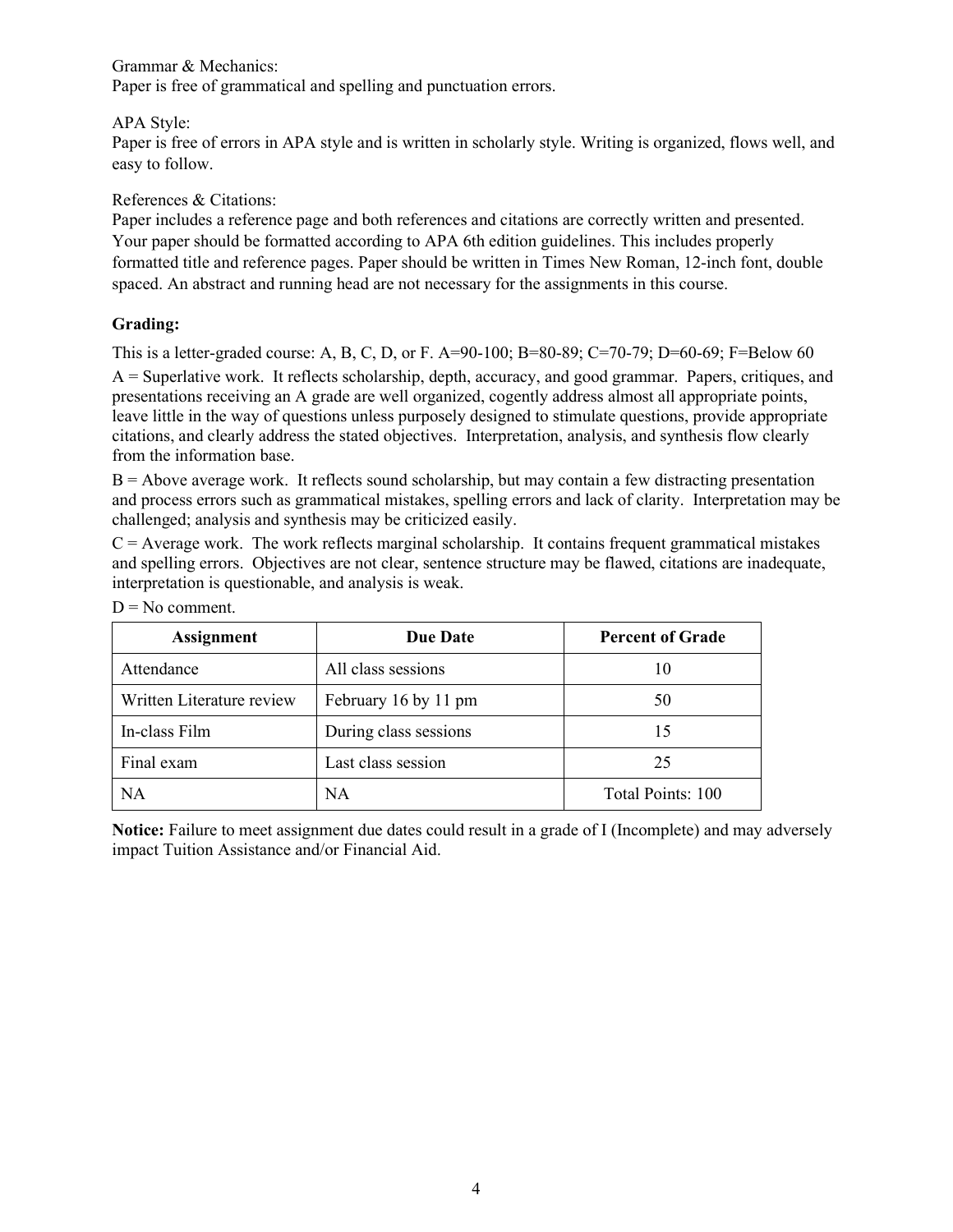Grammar & Mechanics:
Paper is free of grammatical and spelling and punctuation errors.

APA Style:
Paper is free of errors in APA style and is written in scholarly style. Writing is organized, flows well, and easy to follow.

References & Citations:
Paper includes a reference page and both references and citations are correctly written and presented. Your paper should be formatted according to APA 6th edition guidelines. This includes properly formatted title and reference pages. Paper should be written in Times New Roman, 12-inch font, double spaced. An abstract and running head are not necessary for the assignments in this course.

**Grading:**

This is a letter-graded course: A, B, C, D, or F. A=90-100; B=80-89; C=70-79; D=60-69; F=Below 60

A = Superlative work. It reflects scholarship, depth, accuracy, and good grammar. Papers, critiques, and presentations receiving an A grade are well organized, cogently address almost all appropriate points, leave little in the way of questions unless purposely designed to stimulate questions, provide appropriate citations, and clearly address the stated objectives. Interpretation, analysis, and synthesis flow clearly from the information base.

B = Above average work. It reflects sound scholarship, but may contain a few distracting presentation and process errors such as grammatical mistakes, spelling errors and lack of clarity. Interpretation may be challenged; analysis and synthesis may be criticized easily.

C = Average work. The work reflects marginal scholarship. It contains frequent grammatical mistakes and spelling errors. Objectives are not clear, sentence structure may be flawed, citations are inadequate, interpretation is questionable, and analysis is weak.

D = No comment.

| Assignment | Due Date | Percent of Grade |
|---|---|---|
| Attendance | All class sessions | 10 |
| Written Literature review | February 16 by 11 pm | 50 |
| In-class Film | During class sessions | 15 |
| Final exam | Last class session | 25 |
| NA | NA | Total Points: 100 |

**Notice:** Failure to meet assignment due dates could result in a grade of I (Incomplete) and may adversely impact Tuition Assistance and/or Financial Aid.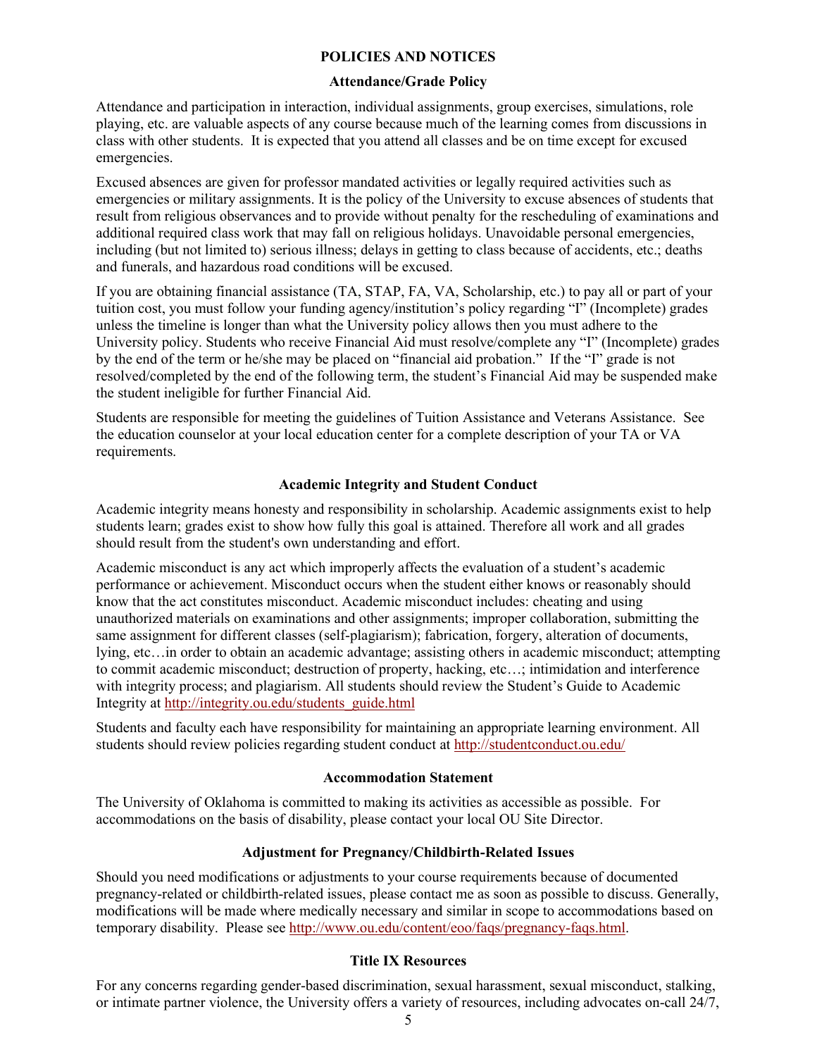# POLICIES AND NOTICES

## Attendance/Grade Policy

Attendance and participation in interaction, individual assignments, group exercises, simulations, role playing, etc. are valuable aspects of any course because much of the learning comes from discussions in class with other students. It is expected that you attend all classes and be on time except for excused emergencies.

Excused absences are given for professor mandated activities or legally required activities such as emergencies or military assignments. It is the policy of the University to excuse absences of students that result from religious observances and to provide without penalty for the rescheduling of examinations and additional required class work that may fall on religious holidays. Unavoidable personal emergencies, including (but not limited to) serious illness; delays in getting to class because of accidents, etc.; deaths and funerals, and hazardous road conditions will be excused.

If you are obtaining financial assistance (TA, STAP, FA, VA, Scholarship, etc.) to pay all or part of your tuition cost, you must follow your funding agency/institution's policy regarding "I" (Incomplete) grades unless the timeline is longer than what the University policy allows then you must adhere to the University policy. Students who receive Financial Aid must resolve/complete any "I" (Incomplete) grades by the end of the term or he/she may be placed on "financial aid probation." If the "I" grade is not resolved/completed by the end of the following term, the student's Financial Aid may be suspended make the student ineligible for further Financial Aid.

Students are responsible for meeting the guidelines of Tuition Assistance and Veterans Assistance. See the education counselor at your local education center for a complete description of your TA or VA requirements.

## Academic Integrity and Student Conduct

Academic integrity means honesty and responsibility in scholarship. Academic assignments exist to help students learn; grades exist to show how fully this goal is attained. Therefore all work and all grades should result from the student's own understanding and effort.

Academic misconduct is any act which improperly affects the evaluation of a student's academic performance or achievement. Misconduct occurs when the student either knows or reasonably should know that the act constitutes misconduct. Academic misconduct includes: cheating and using unauthorized materials on examinations and other assignments; improper collaboration, submitting the same assignment for different classes (self-plagiarism); fabrication, forgery, alteration of documents, lying, etc…in order to obtain an academic advantage; assisting others in academic misconduct; attempting to commit academic misconduct; destruction of property, hacking, etc…; intimidation and interference with integrity process; and plagiarism. All students should review the Student's Guide to Academic Integrity at http://integrity.ou.edu/students_guide.html

Students and faculty each have responsibility for maintaining an appropriate learning environment. All students should review policies regarding student conduct at http://studentconduct.ou.edu/

## Accommodation Statement

The University of Oklahoma is committed to making its activities as accessible as possible. For accommodations on the basis of disability, please contact your local OU Site Director.

## Adjustment for Pregnancy/Childbirth-Related Issues

Should you need modifications or adjustments to your course requirements because of documented pregnancy-related or childbirth-related issues, please contact me as soon as possible to discuss. Generally, modifications will be made where medically necessary and similar in scope to accommodations based on temporary disability. Please see http://www.ou.edu/content/eoo/faqs/pregnancy-faqs.html.

## Title IX Resources

For any concerns regarding gender-based discrimination, sexual harassment, sexual misconduct, stalking, or intimate partner violence, the University offers a variety of resources, including advocates on-call 24/7,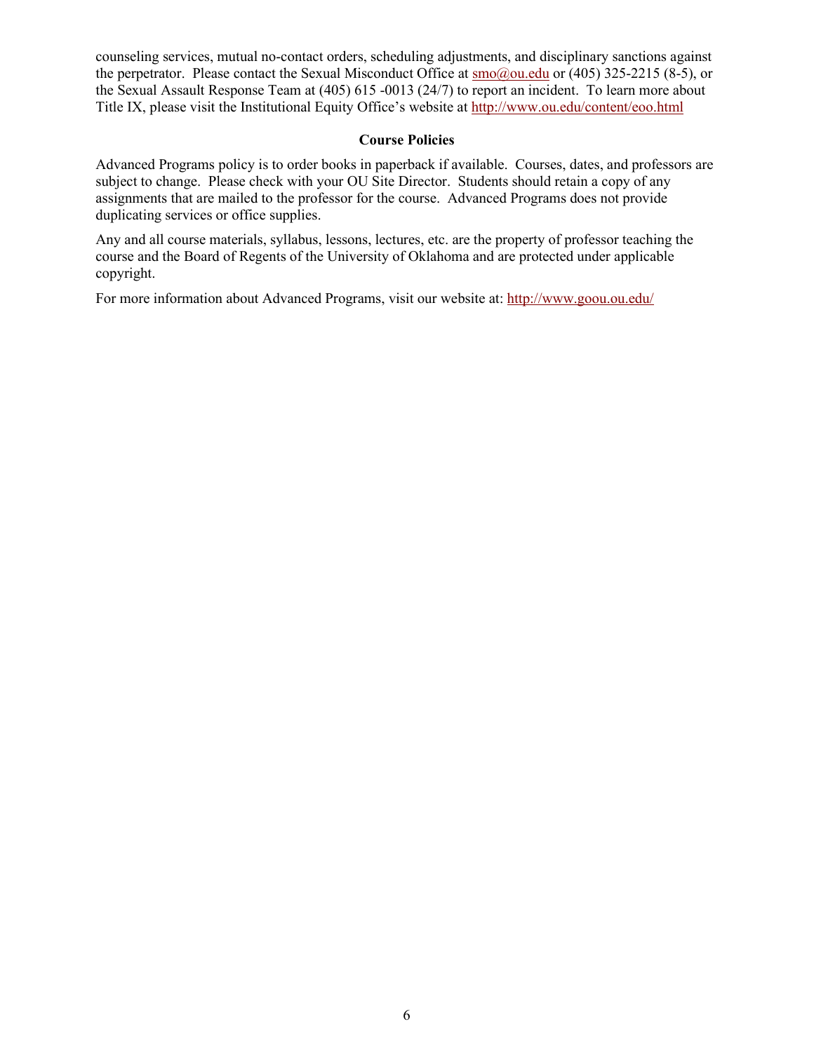counseling services, mutual no-contact orders, scheduling adjustments, and disciplinary sanctions against the perpetrator. Please contact the Sexual Misconduct Office at smo@ou.edu or (405) 325-2215 (8-5), or the Sexual Assault Response Team at (405) 615 -0013 (24/7) to report an incident. To learn more about Title IX, please visit the Institutional Equity Office's website at http://www.ou.edu/content/eoo.html

## Course Policies

Advanced Programs policy is to order books in paperback if available. Courses, dates, and professors are subject to change. Please check with your OU Site Director. Students should retain a copy of any assignments that are mailed to the professor for the course. Advanced Programs does not provide duplicating services or office supplies.

Any and all course materials, syllabus, lessons, lectures, etc. are the property of professor teaching the course and the Board of Regents of the University of Oklahoma and are protected under applicable copyright.

For more information about Advanced Programs, visit our website at: http://www.goou.ou.edu/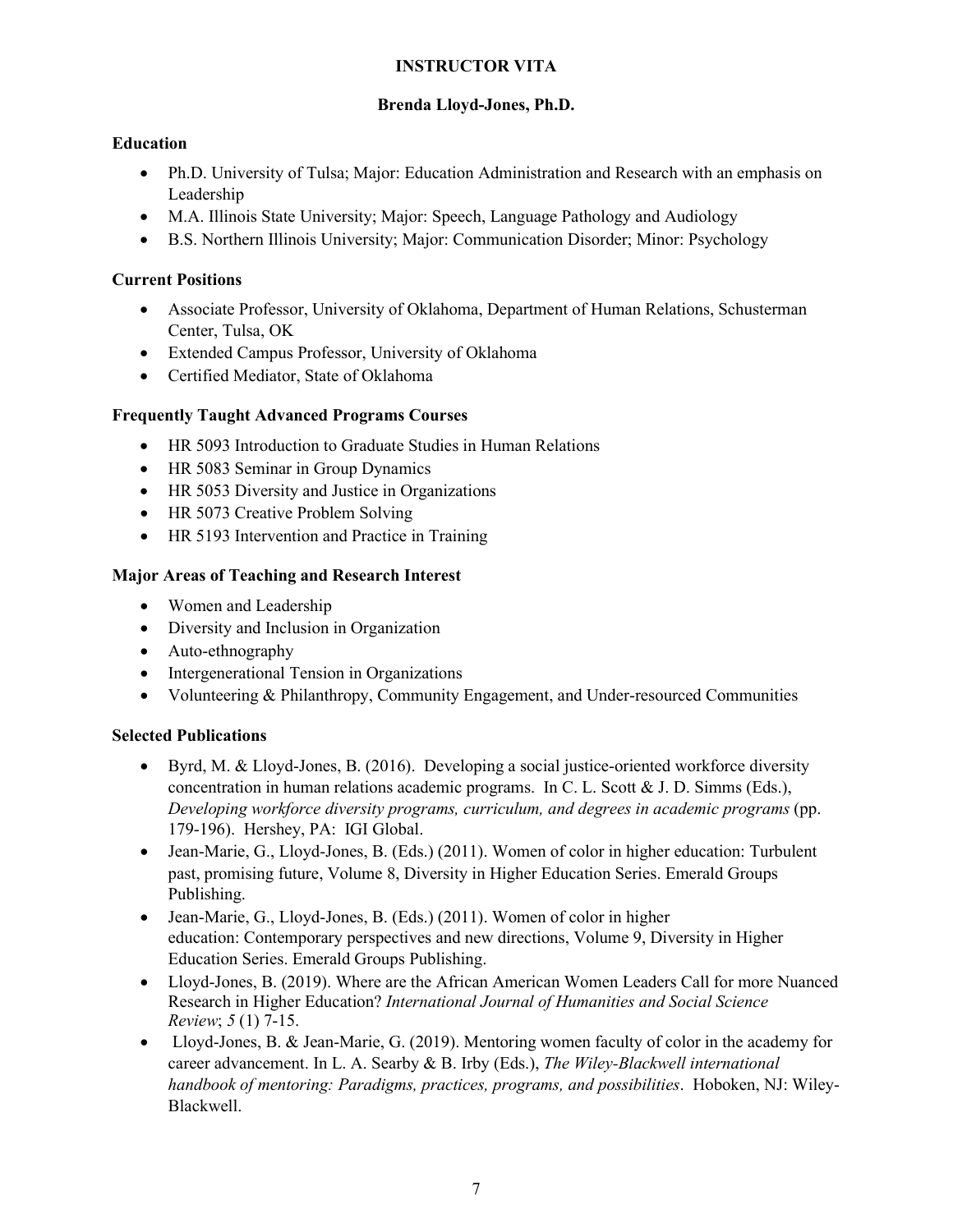# INSTRUCTOR VITA

## Brenda Lloyd-Jones, Ph.D.

### Education

- Ph.D. University of Tulsa; Major: Education Administration and Research with an emphasis on Leadership
- M.A. Illinois State University; Major: Speech, Language Pathology and Audiology
- B.S. Northern Illinois University; Major: Communication Disorder; Minor: Psychology

### Current Positions

- Associate Professor, University of Oklahoma, Department of Human Relations, Schusterman Center, Tulsa, OK
- Extended Campus Professor, University of Oklahoma
- Certified Mediator, State of Oklahoma

### Frequently Taught Advanced Programs Courses

- HR 5093 Introduction to Graduate Studies in Human Relations
- HR 5083 Seminar in Group Dynamics
- HR 5053 Diversity and Justice in Organizations
- HR 5073 Creative Problem Solving
- HR 5193 Intervention and Practice in Training

### Major Areas of Teaching and Research Interest

- Women and Leadership
- Diversity and Inclusion in Organization
- Auto-ethnography
- Intergenerational Tension in Organizations
- Volunteering & Philanthropy, Community Engagement, and Under-resourced Communities

### Selected Publications

- Byrd, M. & Lloyd-Jones, B. (2016). Developing a social justice-oriented workforce diversity concentration in human relations academic programs. In C. L. Scott & J. D. Simms (Eds.), *Developing workforce diversity programs, curriculum, and degrees in academic programs* (pp. 179-196). Hershey, PA: IGI Global.
- Jean-Marie, G., Lloyd-Jones, B. (Eds.) (2011). Women of color in higher education: Turbulent past, promising future, Volume 8, Diversity in Higher Education Series. Emerald Groups Publishing.
- Jean-Marie, G., Lloyd-Jones, B. (Eds.) (2011). Women of color in higher education: Contemporary perspectives and new directions, Volume 9, Diversity in Higher Education Series. Emerald Groups Publishing.
- Lloyd-Jones, B. (2019). Where are the African American Women Leaders Call for more Nuanced Research in Higher Education? *International Journal of Humanities and Social Science Review*; *5* (1) 7-15.
- Lloyd-Jones, B. & Jean-Marie, G. (2019). Mentoring women faculty of color in the academy for career advancement. In L. A. Searby & B. Irby (Eds.), *The Wiley-Blackwell international handbook of mentoring: Paradigms, practices, programs, and possibilities*. Hoboken, NJ: Wiley-Blackwell.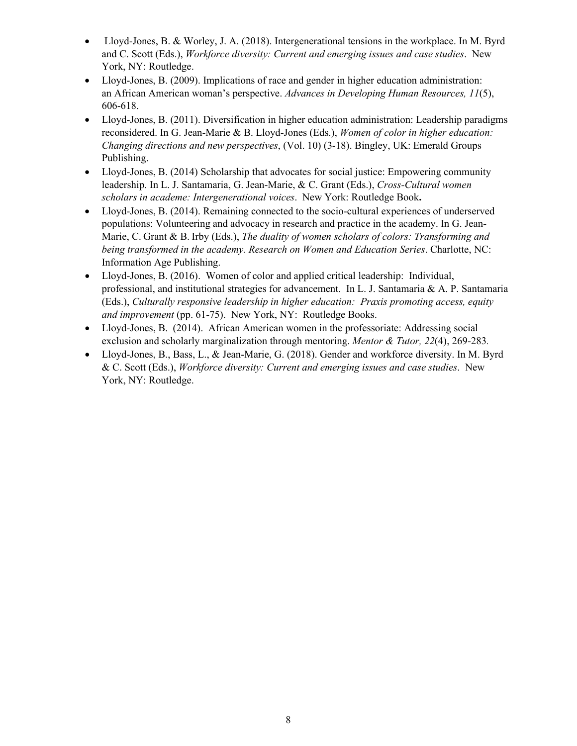- Lloyd-Jones, B. & Worley, J. A. (2018). Intergenerational tensions in the workplace. In M. Byrd and C. Scott (Eds.), *Workforce diversity: Current and emerging issues and case studies*. New York, NY: Routledge.
- Lloyd-Jones, B. (2009). Implications of race and gender in higher education administration: an African American woman's perspective. *Advances in Developing Human Resources, 11*(5), 606-618.
- Lloyd-Jones, B. (2011). Diversification in higher education administration: Leadership paradigms reconsidered. In G. Jean-Marie & B. Lloyd-Jones (Eds.), *Women of color in higher education: Changing directions and new perspectives*, (Vol. 10) (3-18). Bingley, UK: Emerald Groups Publishing.
- Lloyd-Jones, B. (2014) Scholarship that advocates for social justice: Empowering community leadership. In L. J. Santamaria, G. Jean-Marie, & C. Grant (Eds.), *Cross-Cultural women scholars in academe: Intergenerational voices*. New York: Routledge Book**.**
- Lloyd-Jones, B. (2014). Remaining connected to the socio-cultural experiences of underserved populations: Volunteering and advocacy in research and practice in the academy. In G. Jean-Marie, C. Grant & B. Irby (Eds.), *The duality of women scholars of colors: Transforming and being transformed in the academy. Research on Women and Education Series*. Charlotte, NC: Information Age Publishing.
- Lloyd-Jones, B. (2016). Women of color and applied critical leadership: Individual, professional, and institutional strategies for advancement. In L. J. Santamaria & A. P. Santamaria (Eds.), *Culturally responsive leadership in higher education: Praxis promoting access, equity and improvement* (pp. 61-75). New York, NY: Routledge Books.
- Lloyd-Jones, B. (2014). African American women in the professoriate: Addressing social exclusion and scholarly marginalization through mentoring. *Mentor & Tutor, 22*(4), 269-283.
- Lloyd-Jones, B., Bass, L., & Jean-Marie, G. (2018). Gender and workforce diversity. In M. Byrd & C. Scott (Eds.), *Workforce diversity: Current and emerging issues and case studies*. New York, NY: Routledge.